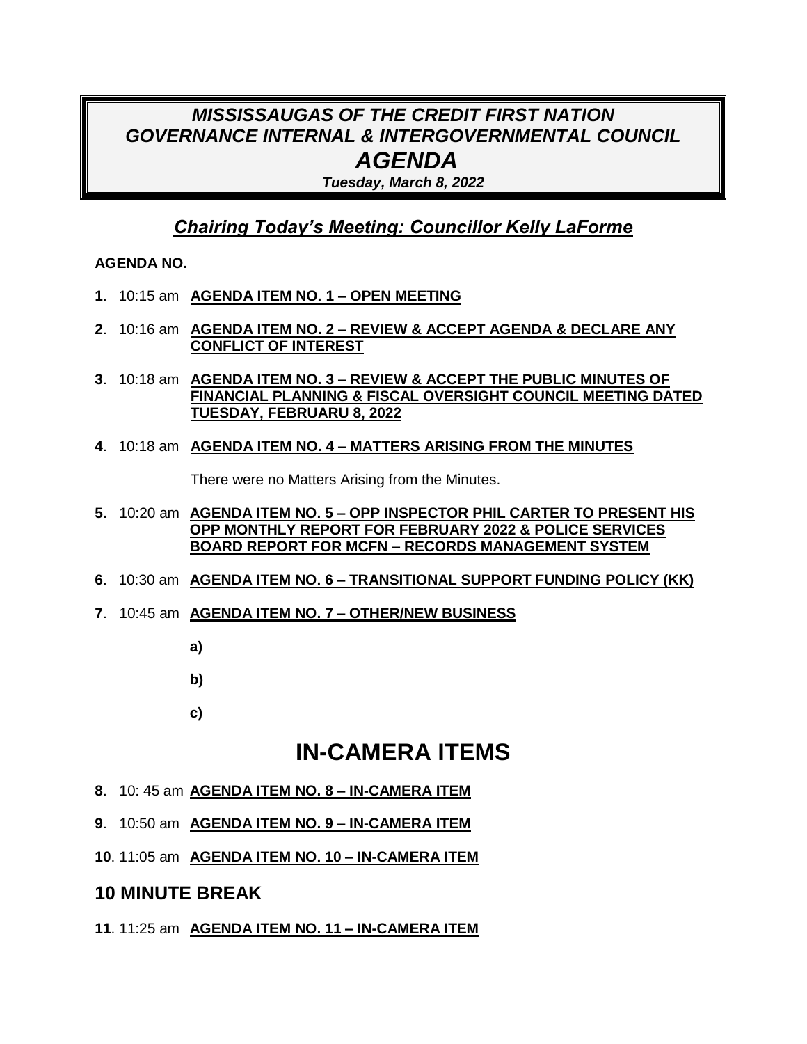# *MISSISSAUGAS OF THE CREDIT FIRST NATION GOVERNANCE INTERNAL & INTERGOVERNMENTAL COUNCIL AGENDA*

***Tuesday, March 8, 2022***

## ***Chairing Today's Meeting: Councillor Kelly LaForme***

**AGENDA NO.**

**1**. 10:15 am **AGENDA ITEM NO. 1 – OPEN MEETING**

**2**. 10:16 am **AGENDA ITEM NO. 2 – REVIEW & ACCEPT AGENDA & DECLARE ANY CONFLICT OF INTEREST**

**3**. 10:18 am **AGENDA ITEM NO. 3 – REVIEW & ACCEPT THE PUBLIC MINUTES OF FINANCIAL PLANNING & FISCAL OVERSIGHT COUNCIL MEETING DATED TUESDAY, FEBRUARU 8, 2022**

**4**. 10:18 am **AGENDA ITEM NO. 4 – MATTERS ARISING FROM THE MINUTES**

There were no Matters Arising from the Minutes.

**5.** 10:20 am **AGENDA ITEM NO. 5 – OPP INSPECTOR PHIL CARTER TO PRESENT HIS OPP MONTHLY REPORT FOR FEBRUARY 2022 & POLICE SERVICES BOARD REPORT FOR MCFN – RECORDS MANAGEMENT SYSTEM**

**6**. 10:30 am **AGENDA ITEM NO. 6 – TRANSITIONAL SUPPORT FUNDING POLICY (KK)**

**7**. 10:45 am **AGENDA ITEM NO. 7 – OTHER/NEW BUSINESS**

**a)**

**b)**

**c)**

# IN-CAMERA ITEMS

**8**. 10: 45 am **AGENDA ITEM NO. 8 – IN-CAMERA ITEM**

**9**. 10:50 am **AGENDA ITEM NO. 9 – IN-CAMERA ITEM**

**10**. 11:05 am **AGENDA ITEM NO. 10 – IN-CAMERA ITEM**

## 10 MINUTE BREAK

**11**. 11:25 am **AGENDA ITEM NO. 11 – IN-CAMERA ITEM**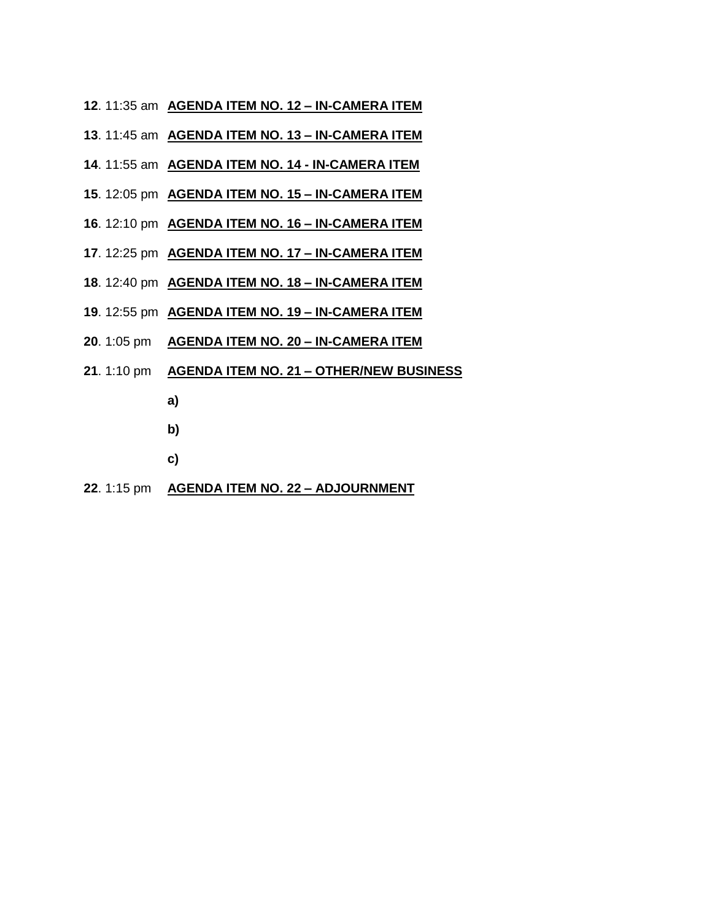**12**. 11:35 am **AGENDA ITEM NO. 12 – IN-CAMERA ITEM**

**13**. 11:45 am **AGENDA ITEM NO. 13 – IN-CAMERA ITEM**

**14**. 11:55 am **AGENDA ITEM NO. 14 - IN-CAMERA ITEM**

**15**. 12:05 pm **AGENDA ITEM NO. 15 – IN-CAMERA ITEM**

**16**. 12:10 pm **AGENDA ITEM NO. 16 – IN-CAMERA ITEM**

**17**. 12:25 pm **AGENDA ITEM NO. 17 – IN-CAMERA ITEM**

**18**. 12:40 pm **AGENDA ITEM NO. 18 – IN-CAMERA ITEM**

**19**. 12:55 pm **AGENDA ITEM NO. 19 – IN-CAMERA ITEM**

**20**. 1:05 pm **AGENDA ITEM NO. 20 – IN-CAMERA ITEM**

**21**. 1:10 pm **AGENDA ITEM NO. 21 – OTHER/NEW BUSINESS**

**a)**

**b)**

**c)**

**22**. 1:15 pm **AGENDA ITEM NO. 22 – ADJOURNMENT**